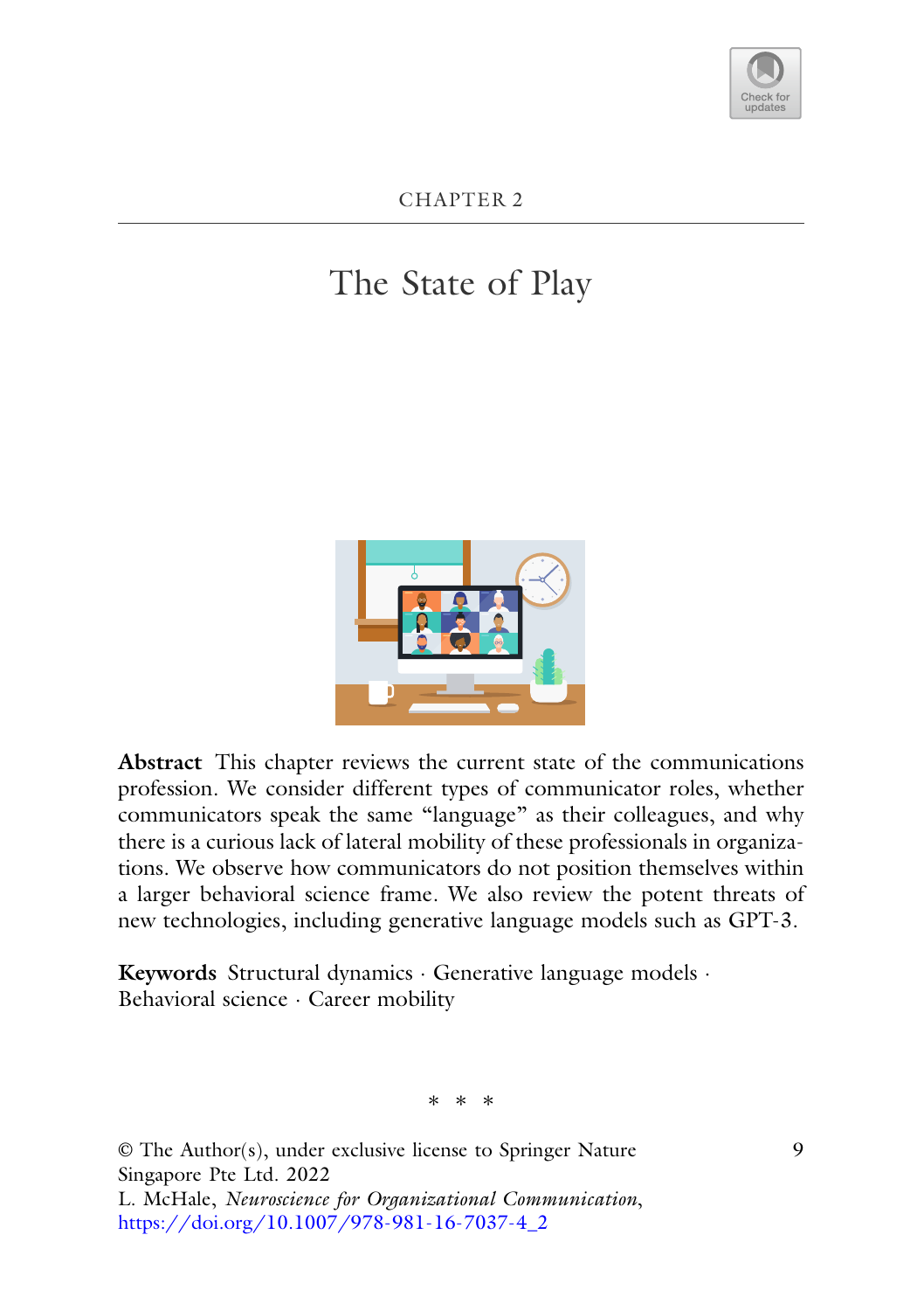CHAPTER 2

# The State of Play

**Abstract** This chapter reviews the current state of the communications profession. We consider different types of communicator roles, whether communicators speak the same "language" as their colleagues, and why there is a curious lack of lateral mobility of these professionals in organizations. We observe how communicators do not position themselves within a larger behavioral science frame. We also review the potent threats of new technologies, including generative language models such as GPT-3.

**Keywords** Structural dynamics · Generative language models · Behavioral science · Career mobility

\* \* \*

© The Author(s), under exclusive license to Springer Nature Singapore Pte Ltd. 2022
L. McHale, *Neuroscience for Organizational Communication*, https://doi.org/10.1007/978-981-16-7037-4_2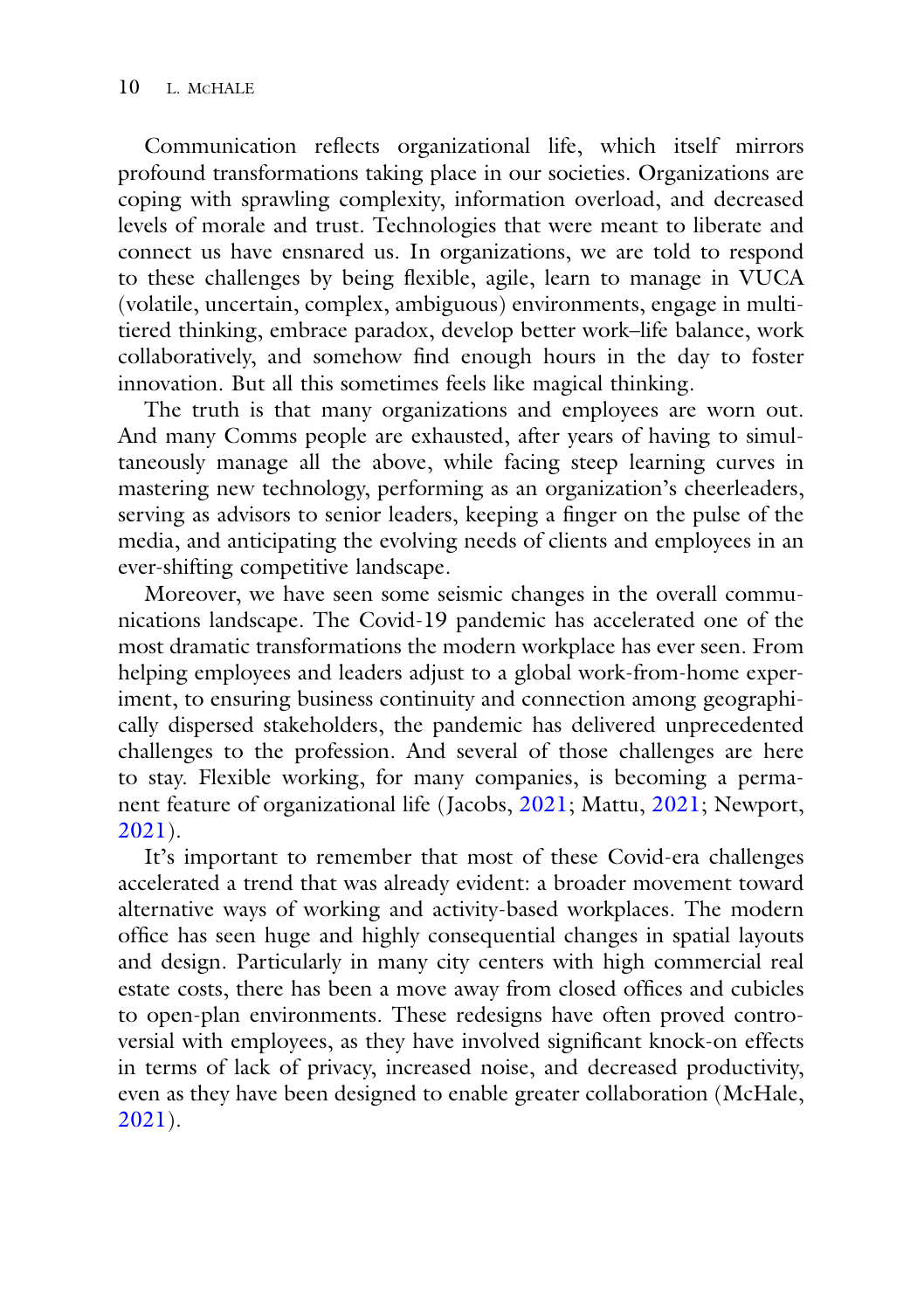Communication reflects organizational life, which itself mirrors profound transformations taking place in our societies. Organizations are coping with sprawling complexity, information overload, and decreased levels of morale and trust. Technologies that were meant to liberate and connect us have ensnared us. In organizations, we are told to respond to these challenges by being flexible, agile, learn to manage in VUCA (volatile, uncertain, complex, ambiguous) environments, engage in multi-tiered thinking, embrace paradox, develop better work–life balance, work collaboratively, and somehow find enough hours in the day to foster innovation. But all this sometimes feels like magical thinking.

The truth is that many organizations and employees are worn out. And many Comms people are exhausted, after years of having to simultaneously manage all the above, while facing steep learning curves in mastering new technology, performing as an organization's cheerleaders, serving as advisors to senior leaders, keeping a finger on the pulse of the media, and anticipating the evolving needs of clients and employees in an ever-shifting competitive landscape.

Moreover, we have seen some seismic changes in the overall communications landscape. The Covid-19 pandemic has accelerated one of the most dramatic transformations the modern workplace has ever seen. From helping employees and leaders adjust to a global work-from-home experiment, to ensuring business continuity and connection among geographically dispersed stakeholders, the pandemic has delivered unprecedented challenges to the profession. And several of those challenges are here to stay. Flexible working, for many companies, is becoming a permanent feature of organizational life (Jacobs, 2021; Mattu, 2021; Newport, 2021).

It's important to remember that most of these Covid-era challenges accelerated a trend that was already evident: a broader movement toward alternative ways of working and activity-based workplaces. The modern office has seen huge and highly consequential changes in spatial layouts and design. Particularly in many city centers with high commercial real estate costs, there has been a move away from closed offices and cubicles to open-plan environments. These redesigns have often proved controversial with employees, as they have involved significant knock-on effects in terms of lack of privacy, increased noise, and decreased productivity, even as they have been designed to enable greater collaboration (McHale, 2021).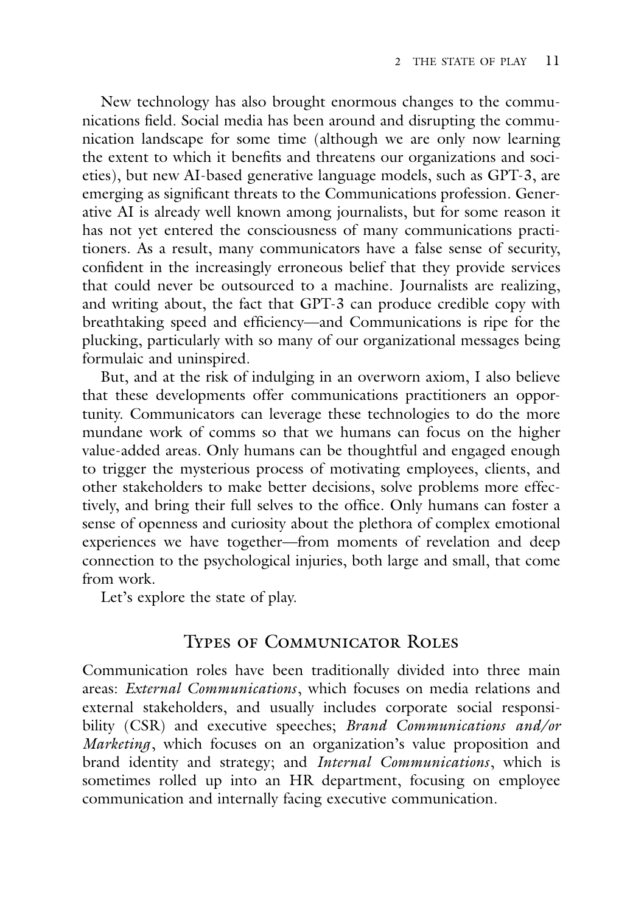New technology has also brought enormous changes to the communications field. Social media has been around and disrupting the communication landscape for some time (although we are only now learning the extent to which it benefits and threatens our organizations and societies), but new AI-based generative language models, such as GPT-3, are emerging as significant threats to the Communications profession. Generative AI is already well known among journalists, but for some reason it has not yet entered the consciousness of many communications practitioners. As a result, many communicators have a false sense of security, confident in the increasingly erroneous belief that they provide services that could never be outsourced to a machine. Journalists are realizing, and writing about, the fact that GPT-3 can produce credible copy with breathtaking speed and efficiency—and Communications is ripe for the plucking, particularly with so many of our organizational messages being formulaic and uninspired.

But, and at the risk of indulging in an overworn axiom, I also believe that these developments offer communications practitioners an opportunity. Communicators can leverage these technologies to do the more mundane work of comms so that we humans can focus on the higher value-added areas. Only humans can be thoughtful and engaged enough to trigger the mysterious process of motivating employees, clients, and other stakeholders to make better decisions, solve problems more effectively, and bring their full selves to the office. Only humans can foster a sense of openness and curiosity about the plethora of complex emotional experiences we have together—from moments of revelation and deep connection to the psychological injuries, both large and small, that come from work.

Let's explore the state of play.

## Types of Communicator Roles

Communication roles have been traditionally divided into three main areas: *External Communications*, which focuses on media relations and external stakeholders, and usually includes corporate social responsibility (CSR) and executive speeches; *Brand Communications and/or Marketing*, which focuses on an organization's value proposition and brand identity and strategy; and *Internal Communications*, which is sometimes rolled up into an HR department, focusing on employee communication and internally facing executive communication.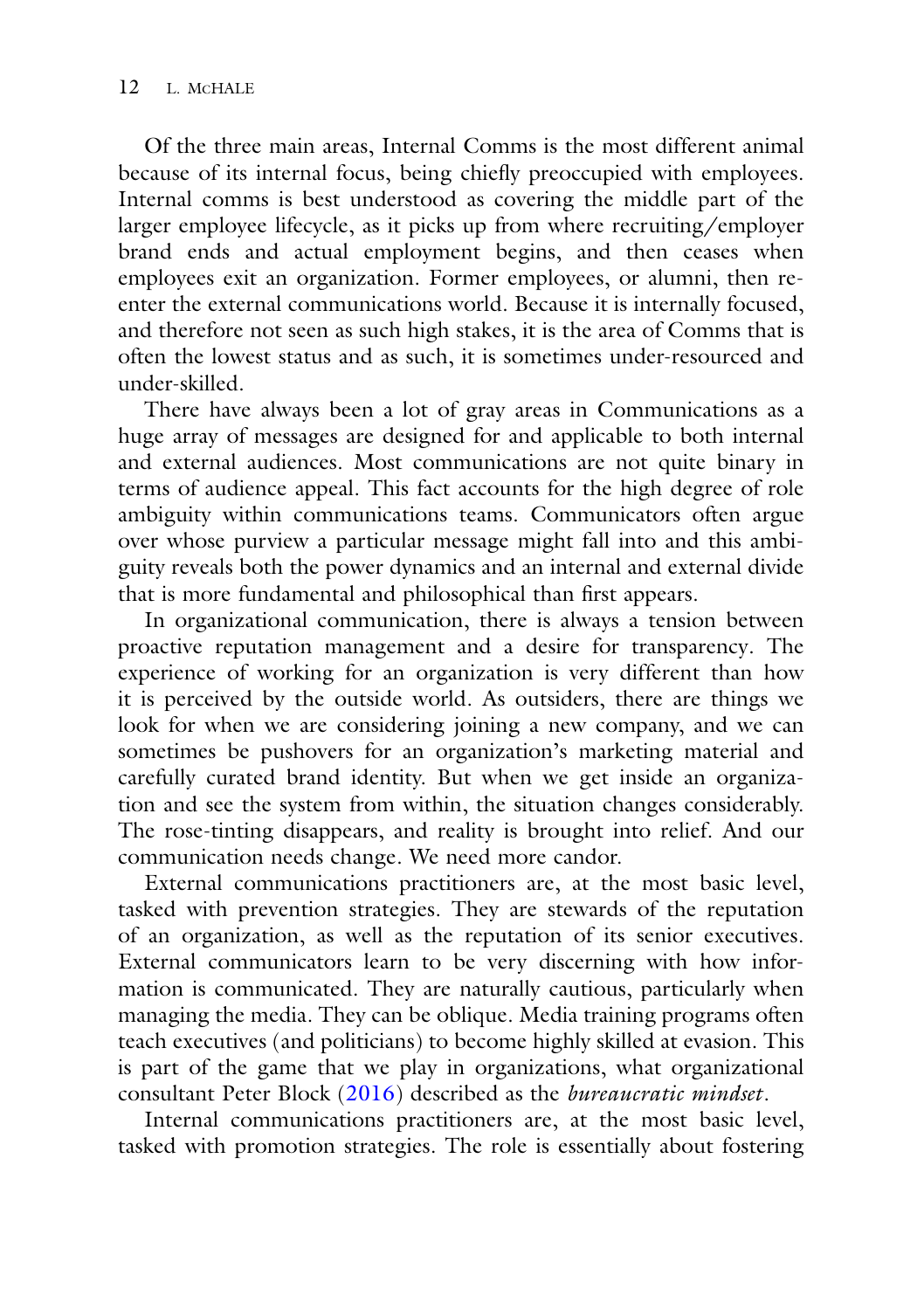Of the three main areas, Internal Comms is the most different animal because of its internal focus, being chiefly preoccupied with employees. Internal comms is best understood as covering the middle part of the larger employee lifecycle, as it picks up from where recruiting/employer brand ends and actual employment begins, and then ceases when employees exit an organization. Former employees, or alumni, then re-enter the external communications world. Because it is internally focused, and therefore not seen as such high stakes, it is the area of Comms that is often the lowest status and as such, it is sometimes under-resourced and under-skilled.

There have always been a lot of gray areas in Communications as a huge array of messages are designed for and applicable to both internal and external audiences. Most communications are not quite binary in terms of audience appeal. This fact accounts for the high degree of role ambiguity within communications teams. Communicators often argue over whose purview a particular message might fall into and this ambiguity reveals both the power dynamics and an internal and external divide that is more fundamental and philosophical than first appears.

In organizational communication, there is always a tension between proactive reputation management and a desire for transparency. The experience of working for an organization is very different than how it is perceived by the outside world. As outsiders, there are things we look for when we are considering joining a new company, and we can sometimes be pushovers for an organization's marketing material and carefully curated brand identity. But when we get inside an organization and see the system from within, the situation changes considerably. The rose-tinting disappears, and reality is brought into relief. And our communication needs change. We need more candor.

External communications practitioners are, at the most basic level, tasked with prevention strategies. They are stewards of the reputation of an organization, as well as the reputation of its senior executives. External communicators learn to be very discerning with how information is communicated. They are naturally cautious, particularly when managing the media. They can be oblique. Media training programs often teach executives (and politicians) to become highly skilled at evasion. This is part of the game that we play in organizations, what organizational consultant Peter Block (2016) described as the *bureaucratic mindset*.

Internal communications practitioners are, at the most basic level, tasked with promotion strategies. The role is essentially about fostering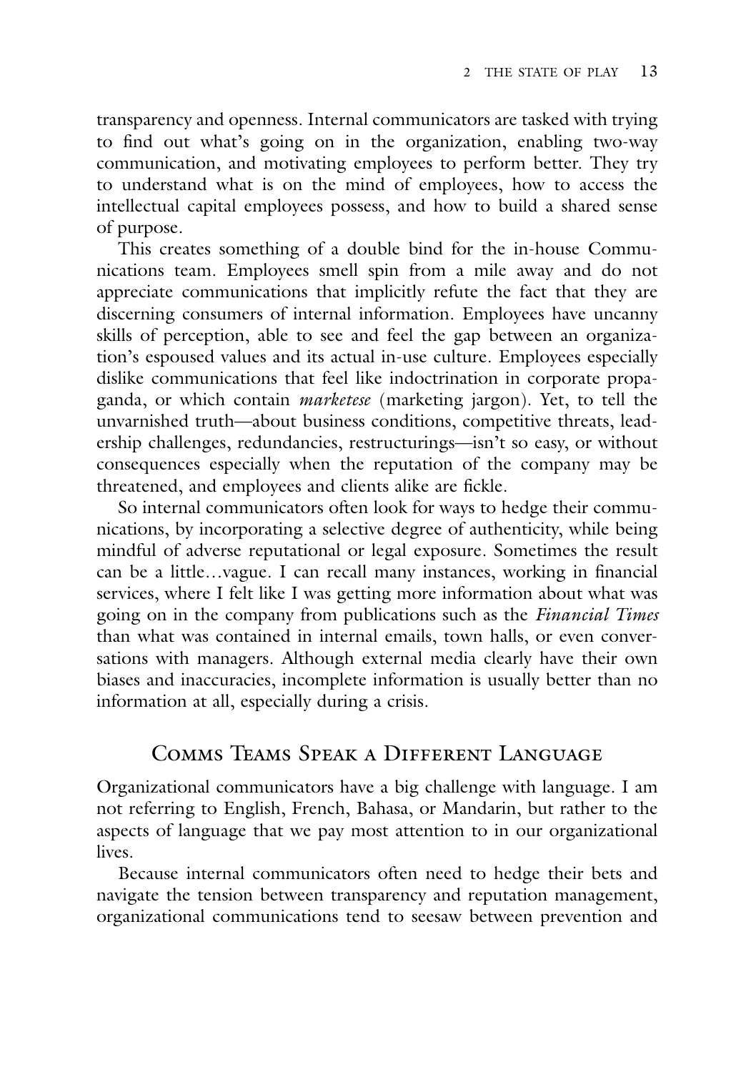transparency and openness. Internal communicators are tasked with trying to find out what's going on in the organization, enabling two-way communication, and motivating employees to perform better. They try to understand what is on the mind of employees, how to access the intellectual capital employees possess, and how to build a shared sense of purpose.

This creates something of a double bind for the in-house Communications team. Employees smell spin from a mile away and do not appreciate communications that implicitly refute the fact that they are discerning consumers of internal information. Employees have uncanny skills of perception, able to see and feel the gap between an organization's espoused values and its actual in-use culture. Employees especially dislike communications that feel like indoctrination in corporate propaganda, or which contain *marketese* (marketing jargon). Yet, to tell the unvarnished truth—about business conditions, competitive threats, leadership challenges, redundancies, restructurings—isn't so easy, or without consequences especially when the reputation of the company may be threatened, and employees and clients alike are fickle.

So internal communicators often look for ways to hedge their communications, by incorporating a selective degree of authenticity, while being mindful of adverse reputational or legal exposure. Sometimes the result can be a little…vague. I can recall many instances, working in financial services, where I felt like I was getting more information about what was going on in the company from publications such as the *Financial Times* than what was contained in internal emails, town halls, or even conversations with managers. Although external media clearly have their own biases and inaccuracies, incomplete information is usually better than no information at all, especially during a crisis.

## Comms Teams Speak a Different Language

Organizational communicators have a big challenge with language. I am not referring to English, French, Bahasa, or Mandarin, but rather to the aspects of language that we pay most attention to in our organizational lives.

Because internal communicators often need to hedge their bets and navigate the tension between transparency and reputation management, organizational communications tend to seesaw between prevention and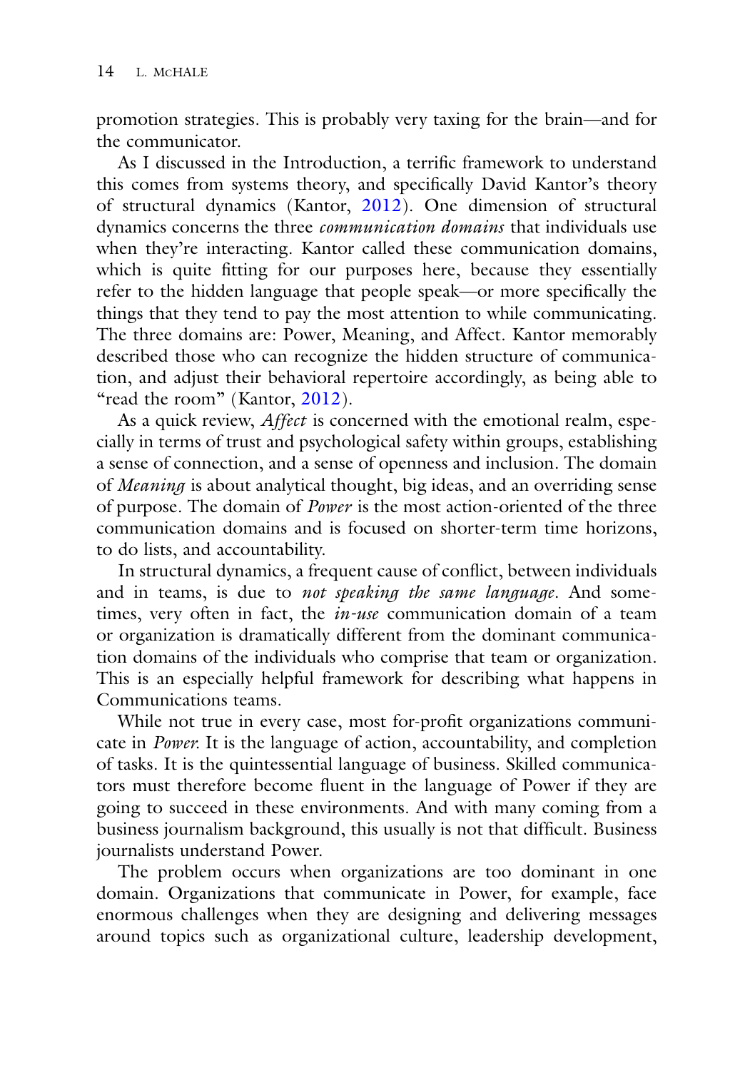promotion strategies. This is probably very taxing for the brain—and for the communicator.

As I discussed in the Introduction, a terrific framework to understand this comes from systems theory, and specifically David Kantor's theory of structural dynamics (Kantor, 2012). One dimension of structural dynamics concerns the three *communication domains* that individuals use when they're interacting. Kantor called these communication domains, which is quite fitting for our purposes here, because they essentially refer to the hidden language that people speak—or more specifically the things that they tend to pay the most attention to while communicating. The three domains are: Power, Meaning, and Affect. Kantor memorably described those who can recognize the hidden structure of communication, and adjust their behavioral repertoire accordingly, as being able to "read the room" (Kantor, 2012).

As a quick review, *Affect* is concerned with the emotional realm, especially in terms of trust and psychological safety within groups, establishing a sense of connection, and a sense of openness and inclusion. The domain of *Meaning* is about analytical thought, big ideas, and an overriding sense of purpose. The domain of *Power* is the most action-oriented of the three communication domains and is focused on shorter-term time horizons, to do lists, and accountability.

In structural dynamics, a frequent cause of conflict, between individuals and in teams, is due to *not speaking the same language*. And sometimes, very often in fact, the *in-use* communication domain of a team or organization is dramatically different from the dominant communication domains of the individuals who comprise that team or organization. This is an especially helpful framework for describing what happens in Communications teams.

While not true in every case, most for-profit organizations communicate in *Power*. It is the language of action, accountability, and completion of tasks. It is the quintessential language of business. Skilled communicators must therefore become fluent in the language of Power if they are going to succeed in these environments. And with many coming from a business journalism background, this usually is not that difficult. Business journalists understand Power.

The problem occurs when organizations are too dominant in one domain. Organizations that communicate in Power, for example, face enormous challenges when they are designing and delivering messages around topics such as organizational culture, leadership development,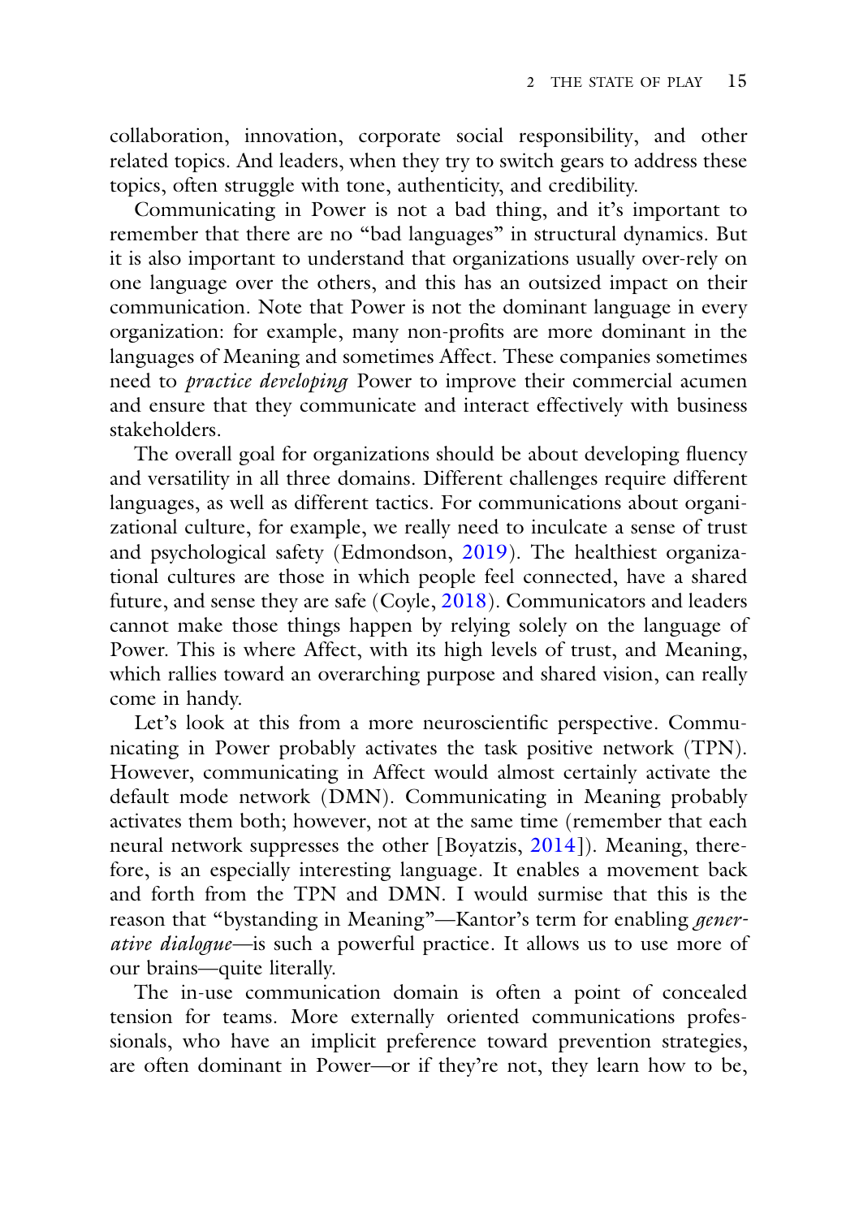collaboration, innovation, corporate social responsibility, and other related topics. And leaders, when they try to switch gears to address these topics, often struggle with tone, authenticity, and credibility.

Communicating in Power is not a bad thing, and it's important to remember that there are no "bad languages" in structural dynamics. But it is also important to understand that organizations usually over-rely on one language over the others, and this has an outsized impact on their communication. Note that Power is not the dominant language in every organization: for example, many non-profits are more dominant in the languages of Meaning and sometimes Affect. These companies sometimes need to *practice developing* Power to improve their commercial acumen and ensure that they communicate and interact effectively with business stakeholders.

The overall goal for organizations should be about developing fluency and versatility in all three domains. Different challenges require different languages, as well as different tactics. For communications about organizational culture, for example, we really need to inculcate a sense of trust and psychological safety (Edmondson, 2019). The healthiest organizational cultures are those in which people feel connected, have a shared future, and sense they are safe (Coyle, 2018). Communicators and leaders cannot make those things happen by relying solely on the language of Power. This is where Affect, with its high levels of trust, and Meaning, which rallies toward an overarching purpose and shared vision, can really come in handy.

Let's look at this from a more neuroscientific perspective. Communicating in Power probably activates the task positive network (TPN). However, communicating in Affect would almost certainly activate the default mode network (DMN). Communicating in Meaning probably activates them both; however, not at the same time (remember that each neural network suppresses the other [Boyatzis, 2014]). Meaning, therefore, is an especially interesting language. It enables a movement back and forth from the TPN and DMN. I would surmise that this is the reason that "bystanding in Meaning"—Kantor's term for enabling *generative dialogue*—is such a powerful practice. It allows us to use more of our brains—quite literally.

The in-use communication domain is often a point of concealed tension for teams. More externally oriented communications professionals, who have an implicit preference toward prevention strategies, are often dominant in Power—or if they're not, they learn how to be,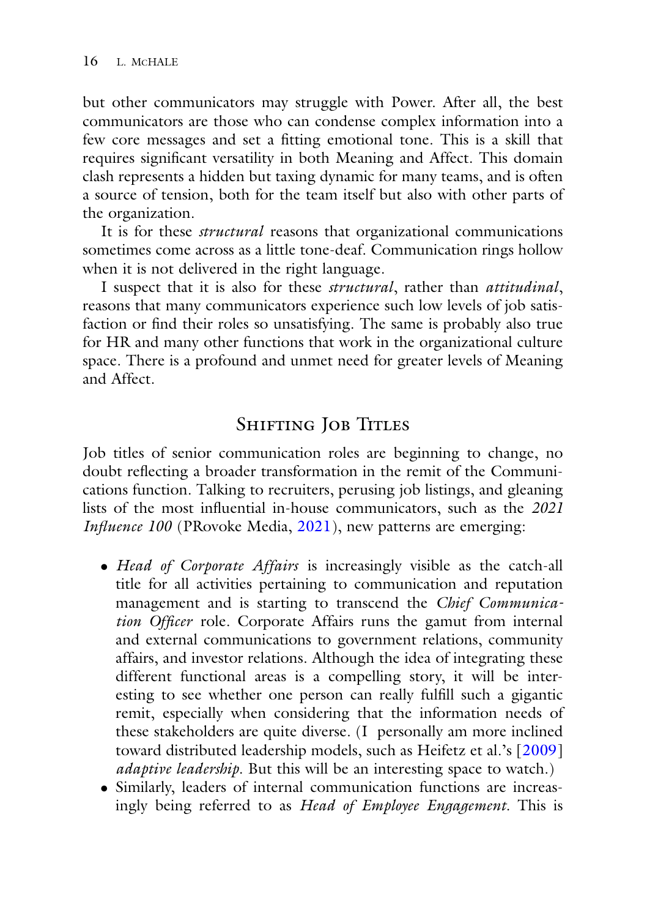but other communicators may struggle with Power. After all, the best communicators are those who can condense complex information into a few core messages and set a fitting emotional tone. This is a skill that requires significant versatility in both Meaning and Affect. This domain clash represents a hidden but taxing dynamic for many teams, and is often a source of tension, both for the team itself but also with other parts of the organization.

It is for these *structural* reasons that organizational communications sometimes come across as a little tone-deaf. Communication rings hollow when it is not delivered in the right language.

I suspect that it is also for these *structural*, rather than *attitudinal*, reasons that many communicators experience such low levels of job satisfaction or find their roles so unsatisfying. The same is probably also true for HR and many other functions that work in the organizational culture space. There is a profound and unmet need for greater levels of Meaning and Affect.

## Shifting Job Titles

Job titles of senior communication roles are beginning to change, no doubt reflecting a broader transformation in the remit of the Communications function. Talking to recruiters, perusing job listings, and gleaning lists of the most influential in-house communicators, such as the *2021 Influence 100* (PRovoke Media, 2021), new patterns are emerging:

- *Head of Corporate Affairs* is increasingly visible as the catch-all title for all activities pertaining to communication and reputation management and is starting to transcend the *Chief Communication Officer* role. Corporate Affairs runs the gamut from internal and external communications to government relations, community affairs, and investor relations. Although the idea of integrating these different functional areas is a compelling story, it will be interesting to see whether one person can really fulfill such a gigantic remit, especially when considering that the information needs of these stakeholders are quite diverse. (I personally am more inclined toward distributed leadership models, such as Heifetz et al.'s [2009] *adaptive leadership*. But this will be an interesting space to watch.)
- Similarly, leaders of internal communication functions are increasingly being referred to as *Head of Employee Engagement*. This is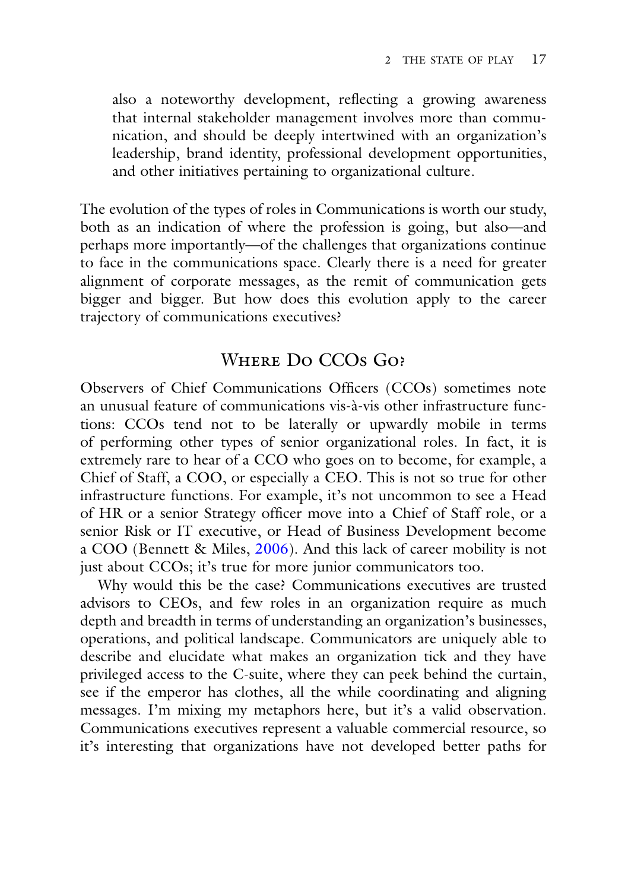also a noteworthy development, reflecting a growing awareness that internal stakeholder management involves more than communication, and should be deeply intertwined with an organization's leadership, brand identity, professional development opportunities, and other initiatives pertaining to organizational culture.

The evolution of the types of roles in Communications is worth our study, both as an indication of where the profession is going, but also—and perhaps more importantly—of the challenges that organizations continue to face in the communications space. Clearly there is a need for greater alignment of corporate messages, as the remit of communication gets bigger and bigger. But how does this evolution apply to the career trajectory of communications executives?

## Where Do CCOs Go?

Observers of Chief Communications Officers (CCOs) sometimes note an unusual feature of communications vis-à-vis other infrastructure functions: CCOs tend not to be laterally or upwardly mobile in terms of performing other types of senior organizational roles. In fact, it is extremely rare to hear of a CCO who goes on to become, for example, a Chief of Staff, a COO, or especially a CEO. This is not so true for other infrastructure functions. For example, it's not uncommon to see a Head of HR or a senior Strategy officer move into a Chief of Staff role, or a senior Risk or IT executive, or Head of Business Development become a COO (Bennett & Miles, 2006). And this lack of career mobility is not just about CCOs; it's true for more junior communicators too.

Why would this be the case? Communications executives are trusted advisors to CEOs, and few roles in an organization require as much depth and breadth in terms of understanding an organization's businesses, operations, and political landscape. Communicators are uniquely able to describe and elucidate what makes an organization tick and they have privileged access to the C-suite, where they can peek behind the curtain, see if the emperor has clothes, all the while coordinating and aligning messages. I'm mixing my metaphors here, but it's a valid observation. Communications executives represent a valuable commercial resource, so it's interesting that organizations have not developed better paths for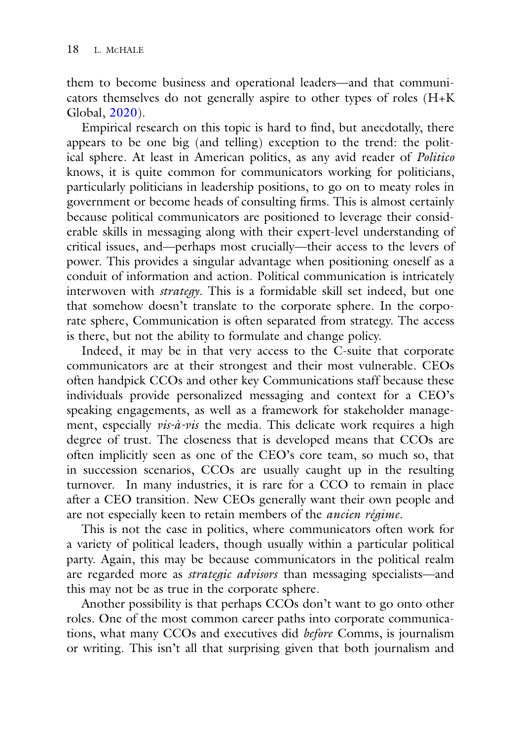them to become business and operational leaders—and that communicators themselves do not generally aspire to other types of roles (H+K Global, 2020).

Empirical research on this topic is hard to find, but anecdotally, there appears to be one big (and telling) exception to the trend: the political sphere. At least in American politics, as any avid reader of *Politico* knows, it is quite common for communicators working for politicians, particularly politicians in leadership positions, to go on to meaty roles in government or become heads of consulting firms. This is almost certainly because political communicators are positioned to leverage their considerable skills in messaging along with their expert-level understanding of critical issues, and—perhaps most crucially—their access to the levers of power. This provides a singular advantage when positioning oneself as a conduit of information and action. Political communication is intricately interwoven with *strategy*. This is a formidable skill set indeed, but one that somehow doesn't translate to the corporate sphere. In the corporate sphere, Communication is often separated from strategy. The access is there, but not the ability to formulate and change policy.

Indeed, it may be in that very access to the C-suite that corporate communicators are at their strongest and their most vulnerable. CEOs often handpick CCOs and other key Communications staff because these individuals provide personalized messaging and context for a CEO's speaking engagements, as well as a framework for stakeholder management, especially *vis-à-vis* the media. This delicate work requires a high degree of trust. The closeness that is developed means that CCOs are often implicitly seen as one of the CEO's core team, so much so, that in succession scenarios, CCOs are usually caught up in the resulting turnover. In many industries, it is rare for a CCO to remain in place after a CEO transition. New CEOs generally want their own people and are not especially keen to retain members of the *ancien régime*.

This is not the case in politics, where communicators often work for a variety of political leaders, though usually within a particular political party. Again, this may be because communicators in the political realm are regarded more as *strategic advisors* than messaging specialists—and this may not be as true in the corporate sphere.

Another possibility is that perhaps CCOs don't want to go onto other roles. One of the most common career paths into corporate communications, what many CCOs and executives did *before* Comms, is journalism or writing. This isn't all that surprising given that both journalism and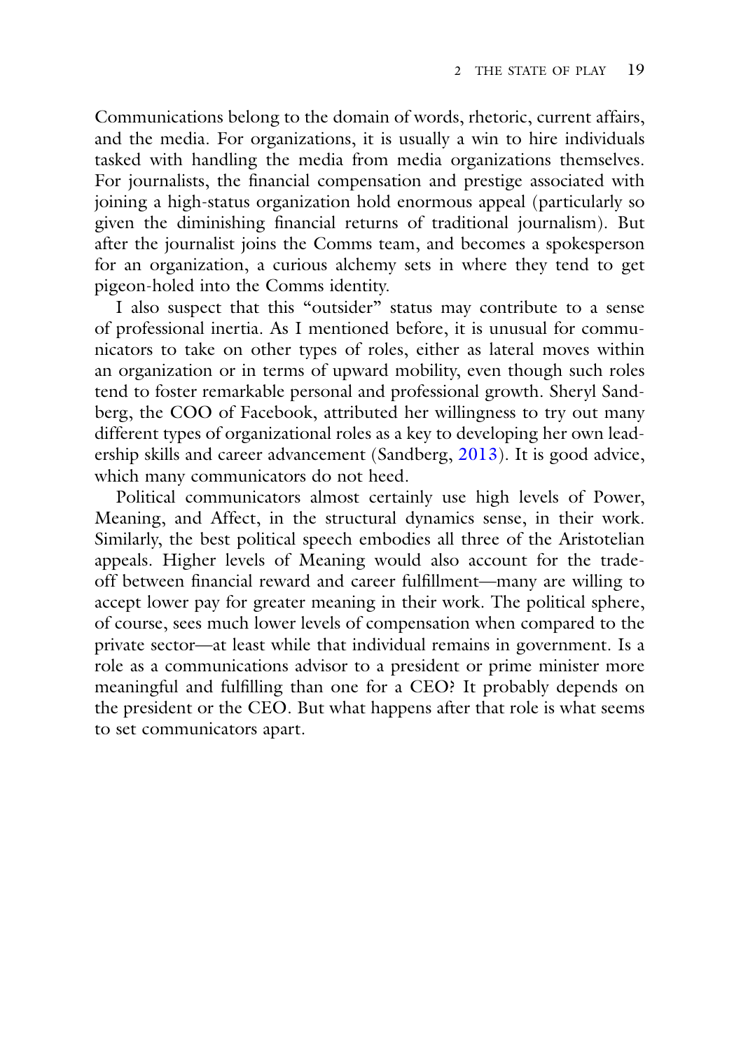Communications belong to the domain of words, rhetoric, current affairs, and the media. For organizations, it is usually a win to hire individuals tasked with handling the media from media organizations themselves. For journalists, the financial compensation and prestige associated with joining a high-status organization hold enormous appeal (particularly so given the diminishing financial returns of traditional journalism). But after the journalist joins the Comms team, and becomes a spokesperson for an organization, a curious alchemy sets in where they tend to get pigeon-holed into the Comms identity.

I also suspect that this "outsider" status may contribute to a sense of professional inertia. As I mentioned before, it is unusual for communicators to take on other types of roles, either as lateral moves within an organization or in terms of upward mobility, even though such roles tend to foster remarkable personal and professional growth. Sheryl Sandberg, the COO of Facebook, attributed her willingness to try out many different types of organizational roles as a key to developing her own leadership skills and career advancement (Sandberg, 2013). It is good advice, which many communicators do not heed.

Political communicators almost certainly use high levels of Power, Meaning, and Affect, in the structural dynamics sense, in their work. Similarly, the best political speech embodies all three of the Aristotelian appeals. Higher levels of Meaning would also account for the trade-off between financial reward and career fulfillment—many are willing to accept lower pay for greater meaning in their work. The political sphere, of course, sees much lower levels of compensation when compared to the private sector—at least while that individual remains in government. Is a role as a communications advisor to a president or prime minister more meaningful and fulfilling than one for a CEO? It probably depends on the president or the CEO. But what happens after that role is what seems to set communicators apart.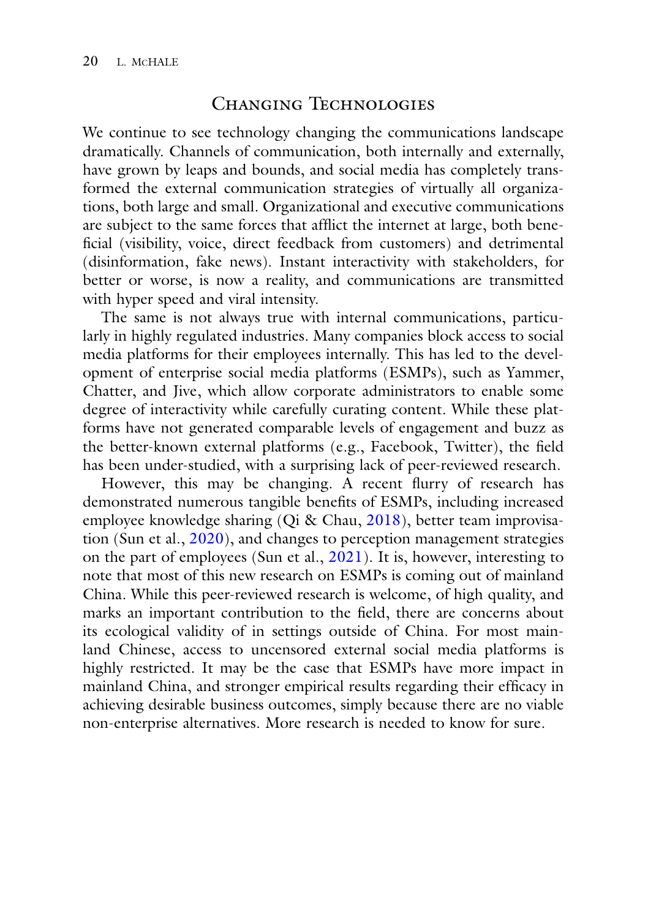## Changing Technologies

We continue to see technology changing the communications landscape dramatically. Channels of communication, both internally and externally, have grown by leaps and bounds, and social media has completely transformed the external communication strategies of virtually all organizations, both large and small. Organizational and executive communications are subject to the same forces that afflict the internet at large, both beneficial (visibility, voice, direct feedback from customers) and detrimental (disinformation, fake news). Instant interactivity with stakeholders, for better or worse, is now a reality, and communications are transmitted with hyper speed and viral intensity.

The same is not always true with internal communications, particularly in highly regulated industries. Many companies block access to social media platforms for their employees internally. This has led to the development of enterprise social media platforms (ESMPs), such as Yammer, Chatter, and Jive, which allow corporate administrators to enable some degree of interactivity while carefully curating content. While these platforms have not generated comparable levels of engagement and buzz as the better-known external platforms (e.g., Facebook, Twitter), the field has been under-studied, with a surprising lack of peer-reviewed research.

However, this may be changing. A recent flurry of research has demonstrated numerous tangible benefits of ESMPs, including increased employee knowledge sharing (Qi & Chau, 2018), better team improvisation (Sun et al., 2020), and changes to perception management strategies on the part of employees (Sun et al., 2021). It is, however, interesting to note that most of this new research on ESMPs is coming out of mainland China. While this peer-reviewed research is welcome, of high quality, and marks an important contribution to the field, there are concerns about its ecological validity of in settings outside of China. For most mainland Chinese, access to uncensored external social media platforms is highly restricted. It may be the case that ESMPs have more impact in mainland China, and stronger empirical results regarding their efficacy in achieving desirable business outcomes, simply because there are no viable non-enterprise alternatives. More research is needed to know for sure.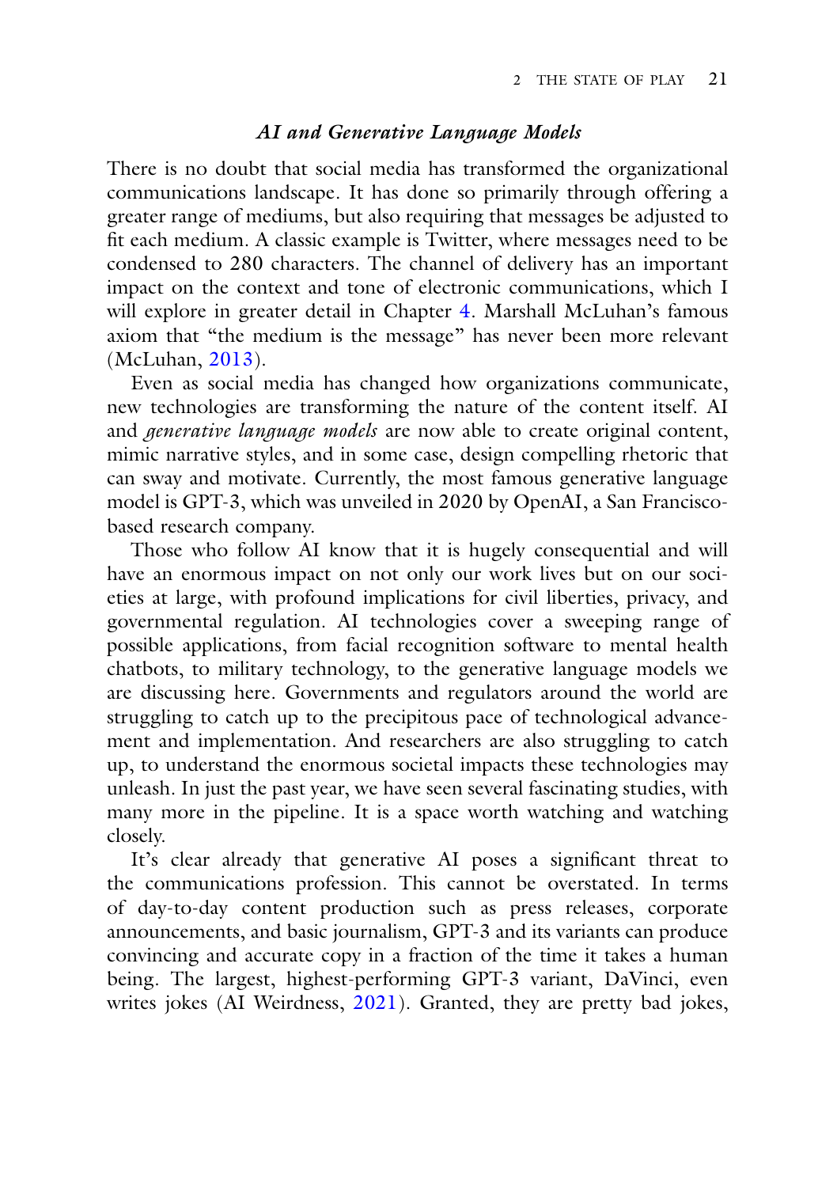### *AI and Generative Language Models*

There is no doubt that social media has transformed the organizational communications landscape. It has done so primarily through offering a greater range of mediums, but also requiring that messages be adjusted to fit each medium. A classic example is Twitter, where messages need to be condensed to 280 characters. The channel of delivery has an important impact on the context and tone of electronic communications, which I will explore in greater detail in Chapter 4. Marshall McLuhan's famous axiom that "the medium is the message" has never been more relevant (McLuhan, 2013).

Even as social media has changed how organizations communicate, new technologies are transforming the nature of the content itself. AI and *generative language models* are now able to create original content, mimic narrative styles, and in some case, design compelling rhetoric that can sway and motivate. Currently, the most famous generative language model is GPT-3, which was unveiled in 2020 by OpenAI, a San Francisco-based research company.

Those who follow AI know that it is hugely consequential and will have an enormous impact on not only our work lives but on our societies at large, with profound implications for civil liberties, privacy, and governmental regulation. AI technologies cover a sweeping range of possible applications, from facial recognition software to mental health chatbots, to military technology, to the generative language models we are discussing here. Governments and regulators around the world are struggling to catch up to the precipitous pace of technological advancement and implementation. And researchers are also struggling to catch up, to understand the enormous societal impacts these technologies may unleash. In just the past year, we have seen several fascinating studies, with many more in the pipeline. It is a space worth watching and watching closely.

It's clear already that generative AI poses a significant threat to the communications profession. This cannot be overstated. In terms of day-to-day content production such as press releases, corporate announcements, and basic journalism, GPT-3 and its variants can produce convincing and accurate copy in a fraction of the time it takes a human being. The largest, highest-performing GPT-3 variant, DaVinci, even writes jokes (AI Weirdness, 2021). Granted, they are pretty bad jokes,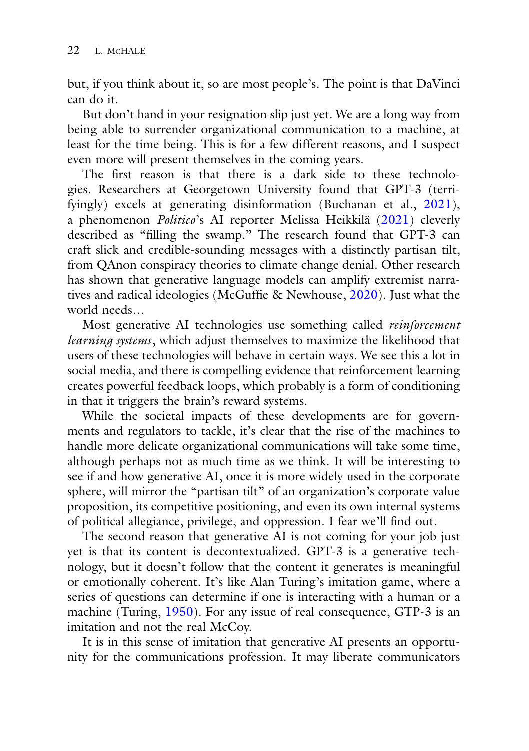but, if you think about it, so are most people's. The point is that DaVinci can do it.

But don't hand in your resignation slip just yet. We are a long way from being able to surrender organizational communication to a machine, at least for the time being. This is for a few different reasons, and I suspect even more will present themselves in the coming years.

The first reason is that there is a dark side to these technologies. Researchers at Georgetown University found that GPT-3 (terrifyingly) excels at generating disinformation (Buchanan et al., 2021), a phenomenon *Politico*'s AI reporter Melissa Heikkilä (2021) cleverly described as "filling the swamp." The research found that GPT-3 can craft slick and credible-sounding messages with a distinctly partisan tilt, from QAnon conspiracy theories to climate change denial. Other research has shown that generative language models can amplify extremist narratives and radical ideologies (McGuffie & Newhouse, 2020). Just what the world needs…

Most generative AI technologies use something called *reinforcement learning systems*, which adjust themselves to maximize the likelihood that users of these technologies will behave in certain ways. We see this a lot in social media, and there is compelling evidence that reinforcement learning creates powerful feedback loops, which probably is a form of conditioning in that it triggers the brain's reward systems.

While the societal impacts of these developments are for governments and regulators to tackle, it's clear that the rise of the machines to handle more delicate organizational communications will take some time, although perhaps not as much time as we think. It will be interesting to see if and how generative AI, once it is more widely used in the corporate sphere, will mirror the "partisan tilt" of an organization's corporate value proposition, its competitive positioning, and even its own internal systems of political allegiance, privilege, and oppression. I fear we'll find out.

The second reason that generative AI is not coming for your job just yet is that its content is decontextualized. GPT-3 is a generative technology, but it doesn't follow that the content it generates is meaningful or emotionally coherent. It's like Alan Turing's imitation game, where a series of questions can determine if one is interacting with a human or a machine (Turing, 1950). For any issue of real consequence, GTP-3 is an imitation and not the real McCoy.

It is in this sense of imitation that generative AI presents an opportunity for the communications profession. It may liberate communicators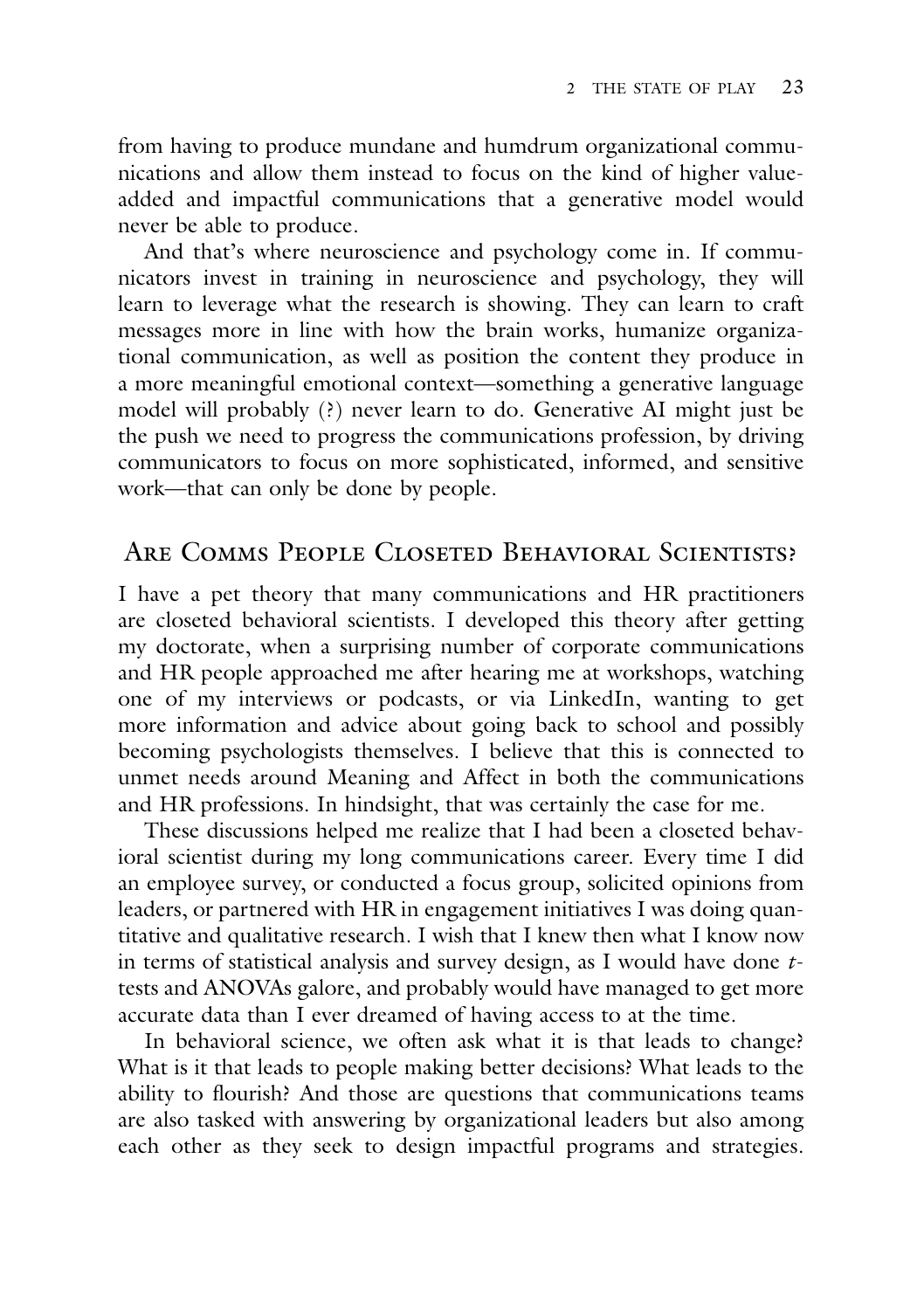from having to produce mundane and humdrum organizational communications and allow them instead to focus on the kind of higher value-added and impactful communications that a generative model would never be able to produce.

And that's where neuroscience and psychology come in. If communicators invest in training in neuroscience and psychology, they will learn to leverage what the research is showing. They can learn to craft messages more in line with how the brain works, humanize organizational communication, as well as position the content they produce in a more meaningful emotional context—something a generative language model will probably (?) never learn to do. Generative AI might just be the push we need to progress the communications profession, by driving communicators to focus on more sophisticated, informed, and sensitive work—that can only be done by people.

## Are Comms People Closeted Behavioral Scientists?

I have a pet theory that many communications and HR practitioners are closeted behavioral scientists. I developed this theory after getting my doctorate, when a surprising number of corporate communications and HR people approached me after hearing me at workshops, watching one of my interviews or podcasts, or via LinkedIn, wanting to get more information and advice about going back to school and possibly becoming psychologists themselves. I believe that this is connected to unmet needs around Meaning and Affect in both the communications and HR professions. In hindsight, that was certainly the case for me.

These discussions helped me realize that I had been a closeted behavioral scientist during my long communications career. Every time I did an employee survey, or conducted a focus group, solicited opinions from leaders, or partnered with HR in engagement initiatives I was doing quantitative and qualitative research. I wish that I knew then what I know now in terms of statistical analysis and survey design, as I would have done *t*-tests and ANOVAs galore, and probably would have managed to get more accurate data than I ever dreamed of having access to at the time.

In behavioral science, we often ask what it is that leads to change? What is it that leads to people making better decisions? What leads to the ability to flourish? And those are questions that communications teams are also tasked with answering by organizational leaders but also among each other as they seek to design impactful programs and strategies.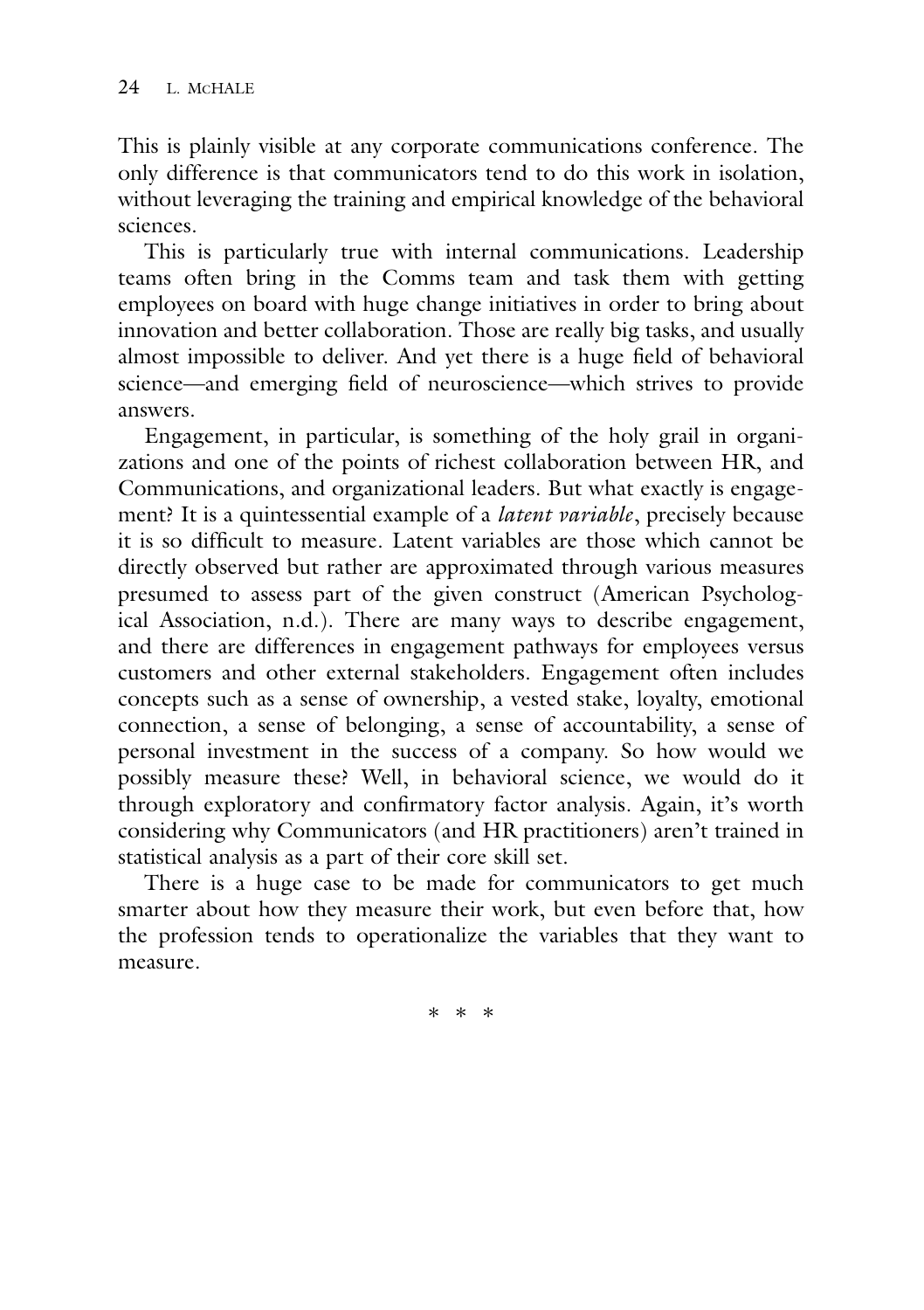This is plainly visible at any corporate communications conference. The only difference is that communicators tend to do this work in isolation, without leveraging the training and empirical knowledge of the behavioral sciences.

This is particularly true with internal communications. Leadership teams often bring in the Comms team and task them with getting employees on board with huge change initiatives in order to bring about innovation and better collaboration. Those are really big tasks, and usually almost impossible to deliver. And yet there is a huge field of behavioral science—and emerging field of neuroscience—which strives to provide answers.

Engagement, in particular, is something of the holy grail in organizations and one of the points of richest collaboration between HR, and Communications, and organizational leaders. But what exactly is engagement? It is a quintessential example of a *latent variable*, precisely because it is so difficult to measure. Latent variables are those which cannot be directly observed but rather are approximated through various measures presumed to assess part of the given construct (American Psychological Association, n.d.). There are many ways to describe engagement, and there are differences in engagement pathways for employees versus customers and other external stakeholders. Engagement often includes concepts such as a sense of ownership, a vested stake, loyalty, emotional connection, a sense of belonging, a sense of accountability, a sense of personal investment in the success of a company. So how would we possibly measure these? Well, in behavioral science, we would do it through exploratory and confirmatory factor analysis. Again, it's worth considering why Communicators (and HR practitioners) aren't trained in statistical analysis as a part of their core skill set.

There is a huge case to be made for communicators to get much smarter about how they measure their work, but even before that, how the profession tends to operationalize the variables that they want to measure.

\* \* \*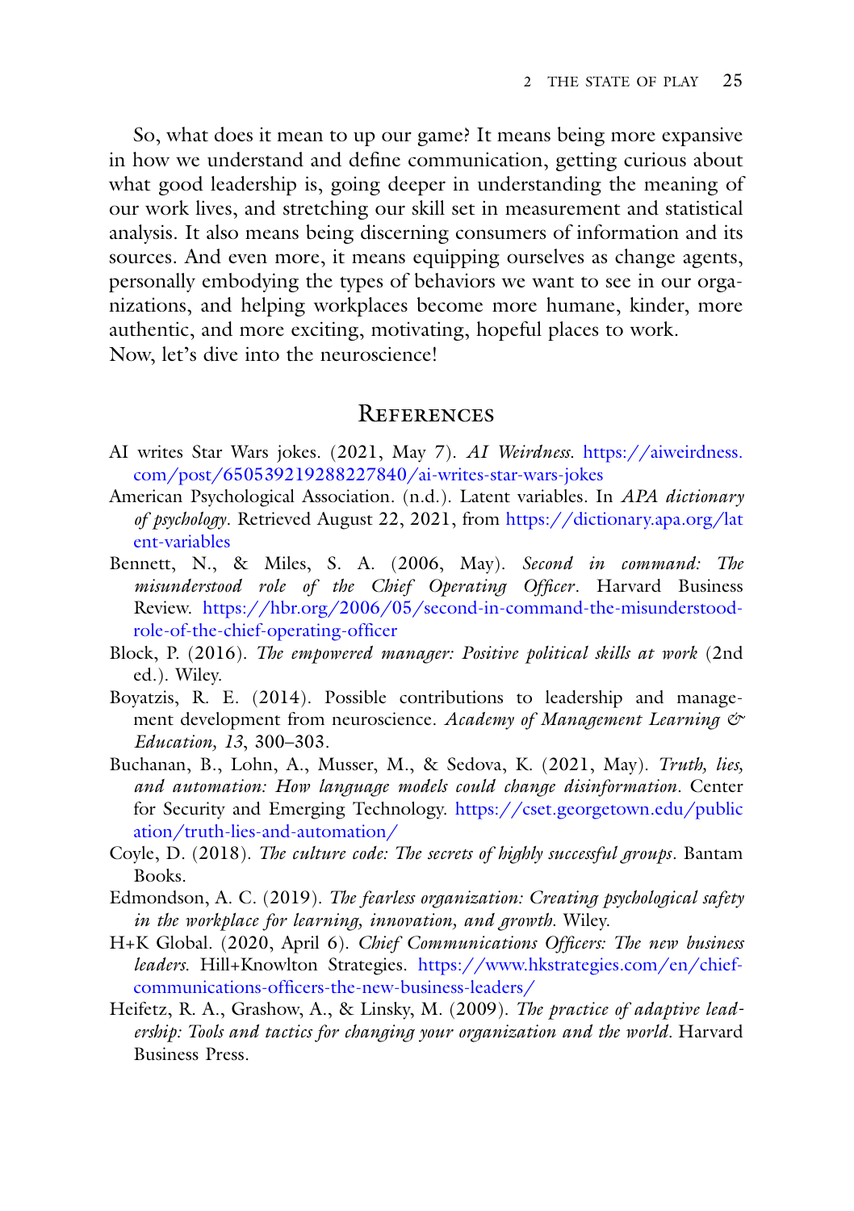So, what does it mean to up our game? It means being more expansive in how we understand and define communication, getting curious about what good leadership is, going deeper in understanding the meaning of our work lives, and stretching our skill set in measurement and statistical analysis. It also means being discerning consumers of information and its sources. And even more, it means equipping ourselves as change agents, personally embodying the types of behaviors we want to see in our organizations, and helping workplaces become more humane, kinder, more authentic, and more exciting, motivating, hopeful places to work.

Now, let's dive into the neuroscience!

## References

AI writes Star Wars jokes. (2021, May 7). *AI Weirdness*. https://aiweirdness.com/post/650539219288227840/ai-writes-star-wars-jokes

American Psychological Association. (n.d.). Latent variables. In *APA dictionary of psychology*. Retrieved August 22, 2021, from https://dictionary.apa.org/latent-variables

Bennett, N., & Miles, S. A. (2006, May). *Second in command: The misunderstood role of the Chief Operating Officer*. Harvard Business Review. https://hbr.org/2006/05/second-in-command-the-misunderstood-role-of-the-chief-operating-officer

Block, P. (2016). *The empowered manager: Positive political skills at work* (2nd ed.). Wiley.

Boyatzis, R. E. (2014). Possible contributions to leadership and management development from neuroscience. *Academy of Management Learning & Education, 13*, 300–303.

Buchanan, B., Lohn, A., Musser, M., & Sedova, K. (2021, May). *Truth, lies, and automation: How language models could change disinformation*. Center for Security and Emerging Technology. https://cset.georgetown.edu/publication/truth-lies-and-automation/

Coyle, D. (2018). *The culture code: The secrets of highly successful groups*. Bantam Books.

Edmondson, A. C. (2019). *The fearless organization: Creating psychological safety in the workplace for learning, innovation, and growth*. Wiley.

H+K Global. (2020, April 6). *Chief Communications Officers: The new business leaders*. Hill+Knowlton Strategies. https://www.hkstrategies.com/en/chief-communications-officers-the-new-business-leaders/

Heifetz, R. A., Grashow, A., & Linsky, M. (2009). *The practice of adaptive leadership: Tools and tactics for changing your organization and the world*. Harvard Business Press.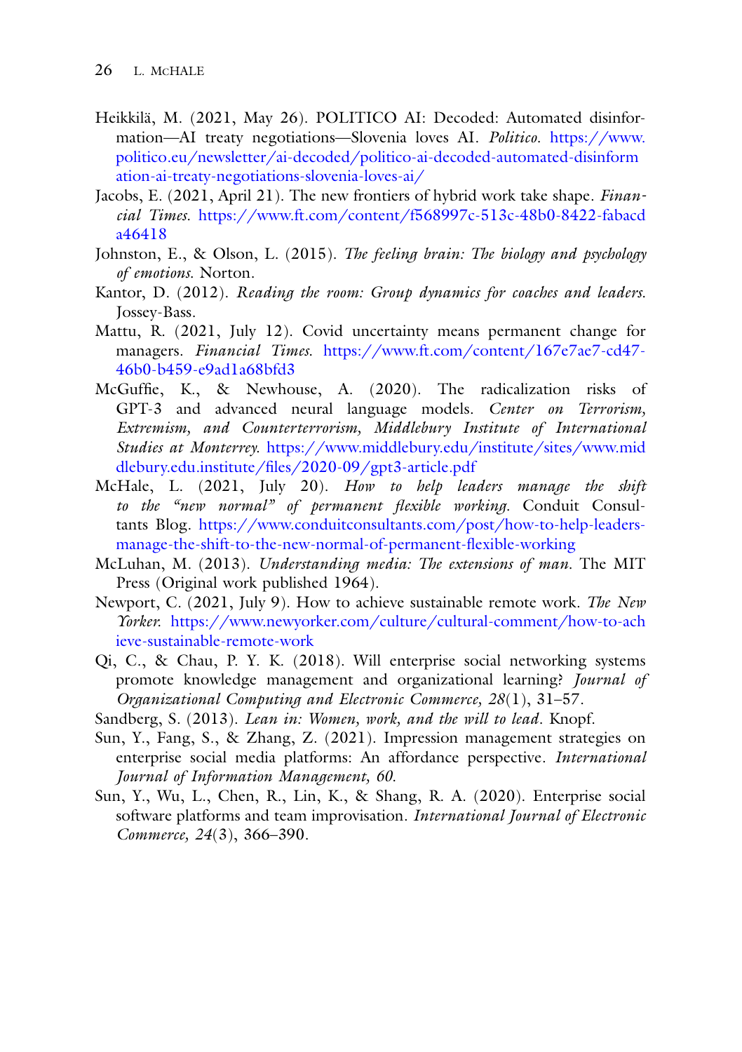Heikkilä, M. (2021, May 26). POLITICO AI: Decoded: Automated disinformation—AI treaty negotiations—Slovenia loves AI. *Politico*. https://www.politico.eu/newsletter/ai-decoded/politico-ai-decoded-automated-disinformation-ai-treaty-negotiations-slovenia-loves-ai/

Jacobs, E. (2021, April 21). The new frontiers of hybrid work take shape. *Financial Times*. https://www.ft.com/content/f568997c-513c-48b0-8422-fabacda46418

Johnston, E., & Olson, L. (2015). *The feeling brain: The biology and psychology of emotions*. Norton.

Kantor, D. (2012). *Reading the room: Group dynamics for coaches and leaders*. Jossey-Bass.

Mattu, R. (2021, July 12). Covid uncertainty means permanent change for managers. *Financial Times*. https://www.ft.com/content/167e7ae7-cd47-46b0-b459-e9ad1a68bfd3

McGuffie, K., & Newhouse, A. (2020). The radicalization risks of GPT-3 and advanced neural language models. *Center on Terrorism, Extremism, and Counterterrorism, Middlebury Institute of International Studies at Monterrey*. https://www.middlebury.edu/institute/sites/www.middlebury.edu.institute/files/2020-09/gpt3-article.pdf

McHale, L. (2021, July 20). *How to help leaders manage the shift to the "new normal" of permanent flexible working*. Conduit Consultants Blog. https://www.conduitconsultants.com/post/how-to-help-leaders-manage-the-shift-to-the-new-normal-of-permanent-flexible-working

McLuhan, M. (2013). *Understanding media: The extensions of man*. The MIT Press (Original work published 1964).

Newport, C. (2021, July 9). How to achieve sustainable remote work. *The New Yorker*. https://www.newyorker.com/culture/cultural-comment/how-to-achieve-sustainable-remote-work

Qi, C., & Chau, P. Y. K. (2018). Will enterprise social networking systems promote knowledge management and organizational learning? *Journal of Organizational Computing and Electronic Commerce, 28*(1), 31–57.

Sandberg, S. (2013). *Lean in: Women, work, and the will to lead*. Knopf.

Sun, Y., Fang, S., & Zhang, Z. (2021). Impression management strategies on enterprise social media platforms: An affordance perspective. *International Journal of Information Management, 60*.

Sun, Y., Wu, L., Chen, R., Lin, K., & Shang, R. A. (2020). Enterprise social software platforms and team improvisation. *International Journal of Electronic Commerce, 24*(3), 366–390.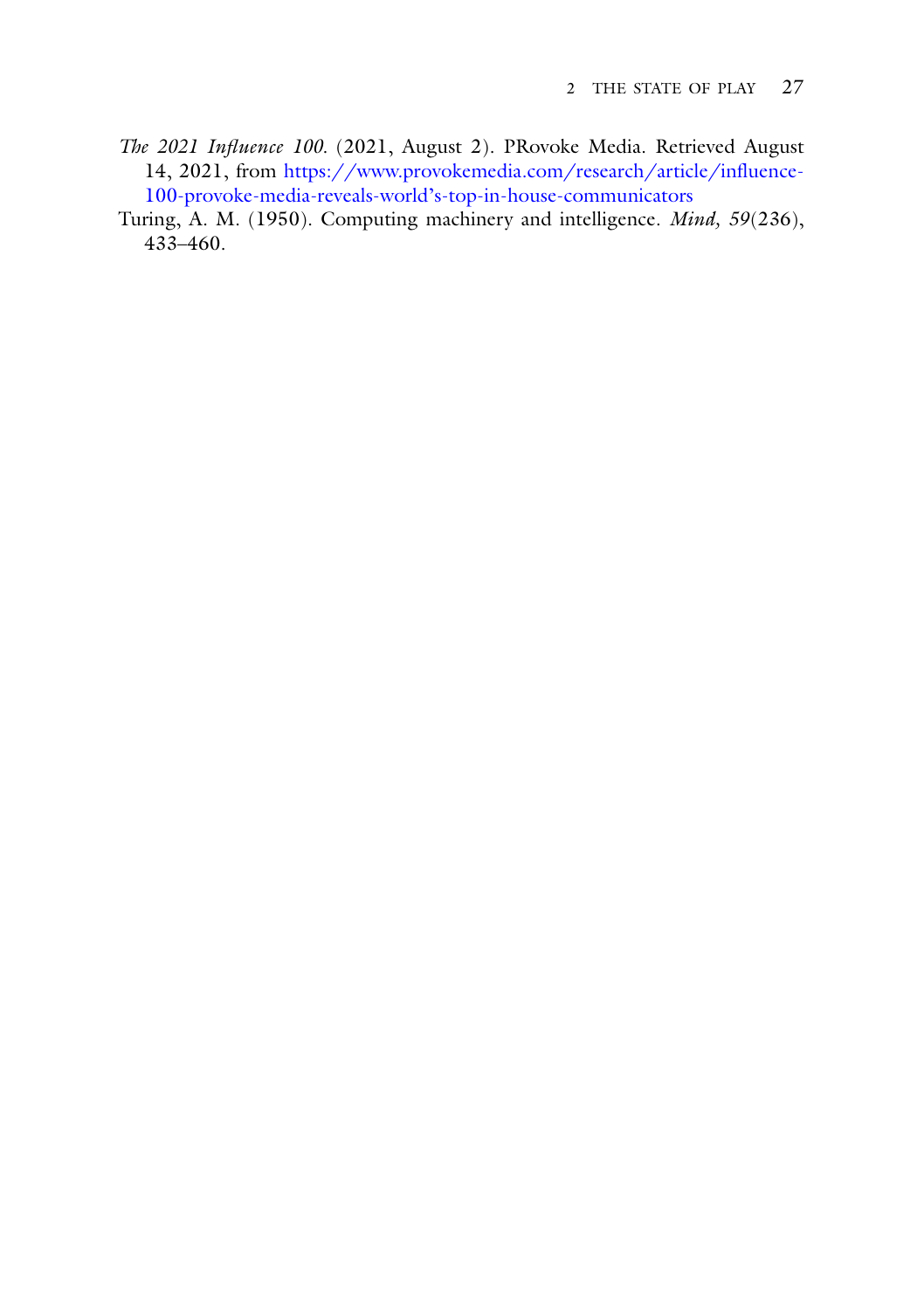*The 2021 Influence 100*. (2021, August 2). PRovoke Media. Retrieved August 14, 2021, from https://www.provokemedia.com/research/article/influence-100-provoke-media-reveals-world's-top-in-house-communicators

Turing, A. M. (1950). Computing machinery and intelligence. *Mind, 59*(236), 433–460.